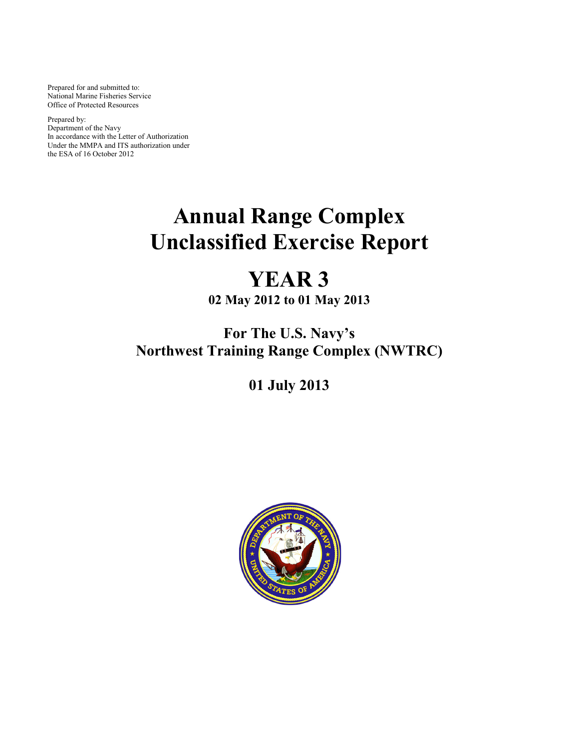Prepared for and submitted to:
National Marine Fisheries Service
Office of Protected Resources

Prepared by:
Department of the Navy
In accordance with the Letter of Authorization
Under the MMPA and ITS authorization under
the ESA of 16 October 2012

# Annual Range Complex Unclassified Exercise Report

# YEAR 3

**02 May 2012 to 01 May 2013**

## For The U.S. Navy's Northwest Training Range Complex (NWTRC)

## 01 July 2013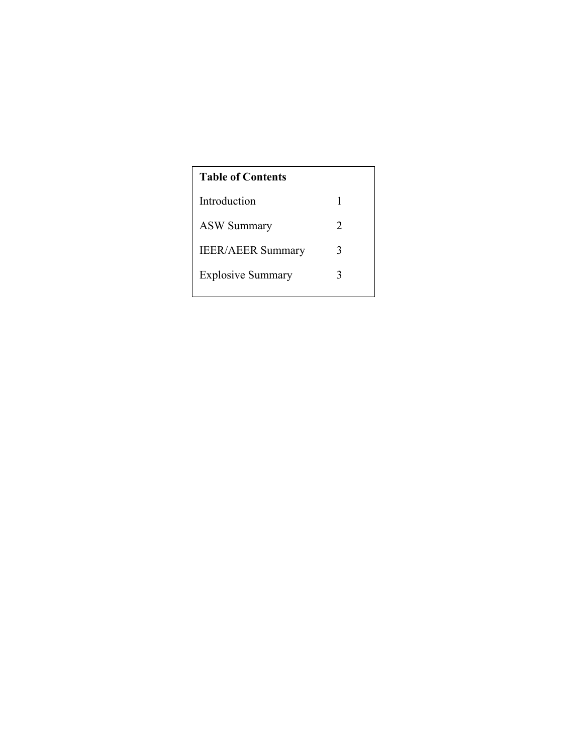**Table of Contents**

| Section | Page |
|---|---|
| Introduction | 1 |
| ASW Summary | 2 |
| IEER/AEER Summary | 3 |
| Explosive Summary | 3 |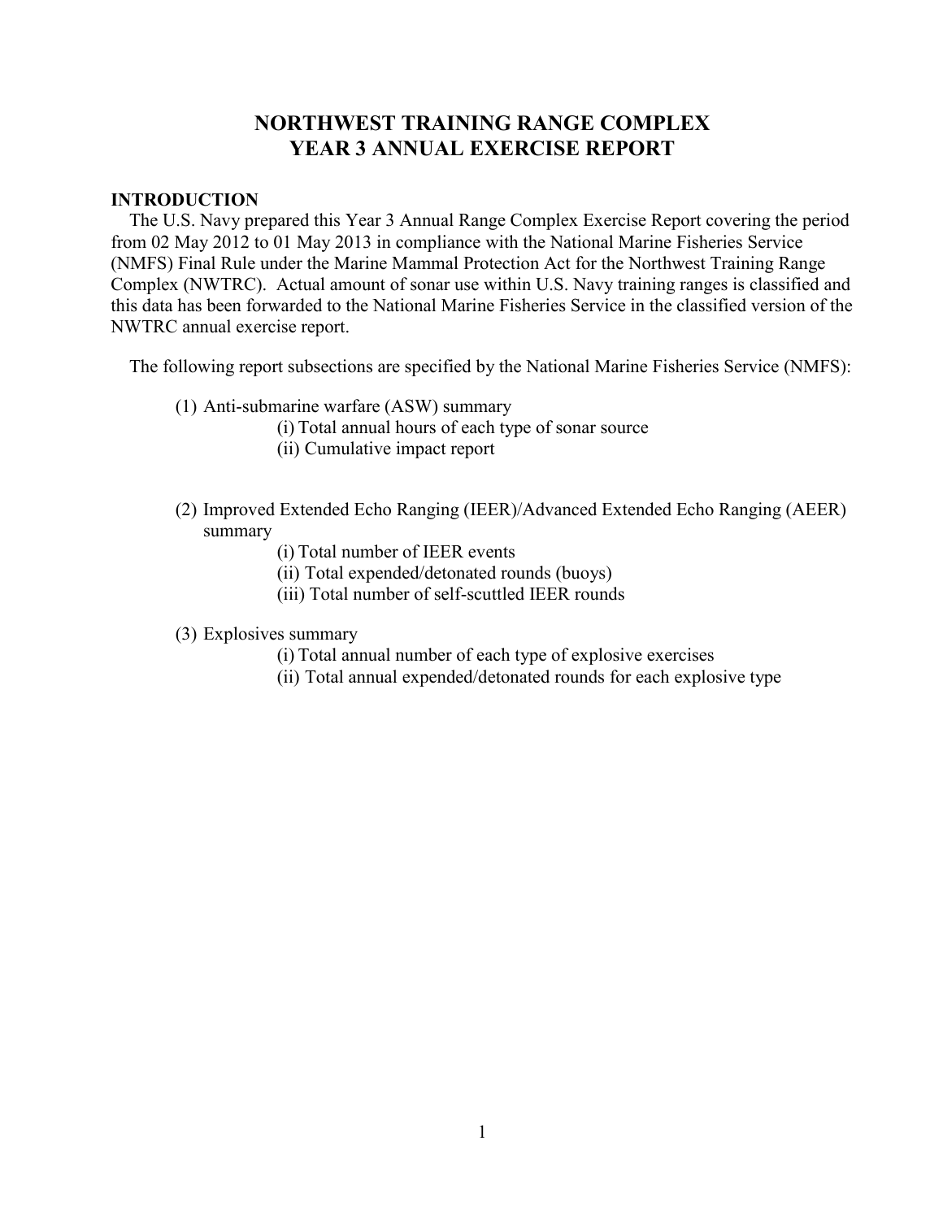# NORTHWEST TRAINING RANGE COMPLEX
# YEAR 3 ANNUAL EXERCISE REPORT

## INTRODUCTION

The U.S. Navy prepared this Year 3 Annual Range Complex Exercise Report covering the period from 02 May 2012 to 01 May 2013 in compliance with the National Marine Fisheries Service (NMFS) Final Rule under the Marine Mammal Protection Act for the Northwest Training Range Complex (NWTRC). Actual amount of sonar use within U.S. Navy training ranges is classified and this data has been forwarded to the National Marine Fisheries Service in the classified version of the NWTRC annual exercise report.

The following report subsections are specified by the National Marine Fisheries Service (NMFS):

(1) Anti-submarine warfare (ASW) summary
  - (i) Total annual hours of each type of sonar source
  - (ii) Cumulative impact report

(2) Improved Extended Echo Ranging (IEER)/Advanced Extended Echo Ranging (AEER) summary
  - (i) Total number of IEER events
  - (ii) Total expended/detonated rounds (buoys)
  - (iii) Total number of self-scuttled IEER rounds

(3) Explosives summary
  - (i) Total annual number of each type of explosive exercises
  - (ii) Total annual expended/detonated rounds for each explosive type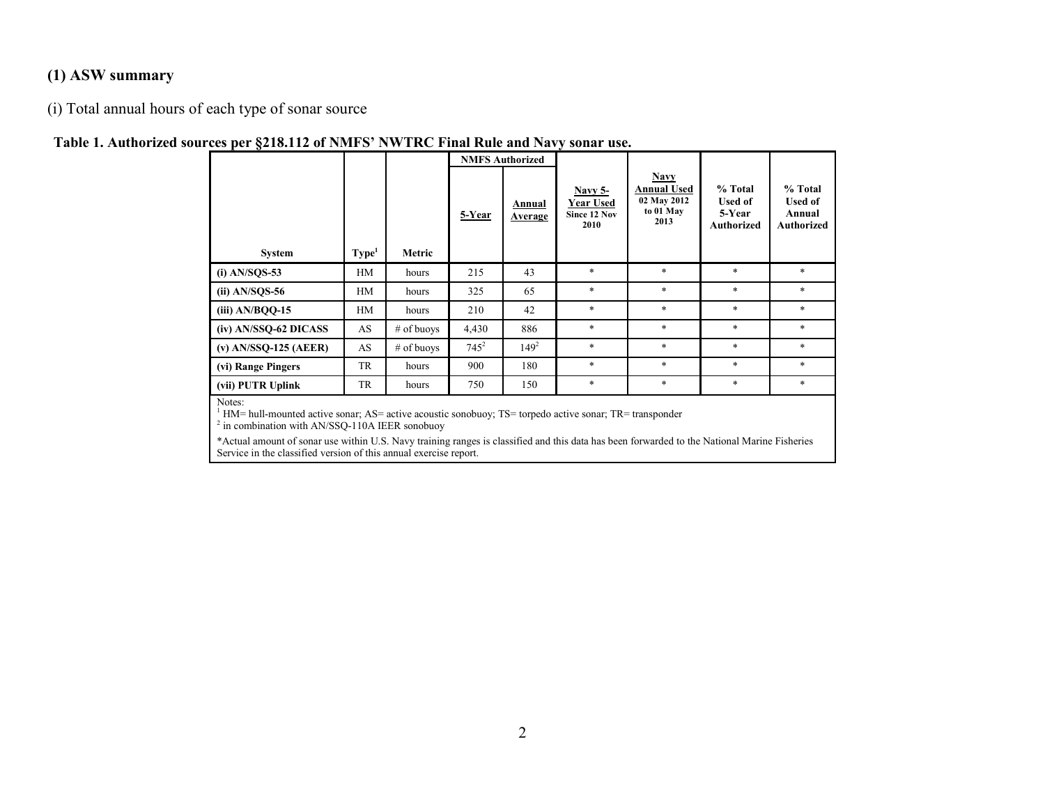### (1) ASW summary

(i) Total annual hours of each type of sonar source

**Table 1. Authorized sources per §218.112 of NMFS' NWTRC Final Rule and Navy sonar use.**

| System | Type[1] | Metric | NMFS Authorized | | Navy 5-Year Used Since 12 Nov 2010 | Navy Annual Used 02 May 2012 to 01 May 2013 | % Total Used of 5-Year Authorized | % Total Used of Annual Authorized |
|---|---|---|---|---|---|---|---|---|
| | | | 5-Year | Annual Average | | | | |
| **(i) AN/SQS-53** | HM | hours | 215 | 43 | * | * | * | * |
| **(ii) AN/SQS-56** | HM | hours | 325 | 65 | * | * | * | * |
| **(iii) AN/BQQ-15** | HM | hours | 210 | 42 | * | * | * | * |
| **(iv) AN/SSQ-62 DICASS** | AS | # of buoys | 4,430 | 886 | * | * | * | * |
| **(v) AN/SSQ-125 (AEER)** | AS | # of buoys | 745[2] | 149[2] | * | * | * | * |
| **(vi) Range Pingers** | TR | hours | 900 | 180 | * | * | * | * |
| **(vii) PUTR Uplink** | TR | hours | 750 | 150 | * | * | * | * |

Notes:
[1] HM= hull-mounted active sonar; AS= active acoustic sonobuoy; TS= torpedo active sonar; TR= transponder
[2] in combination with AN/SSQ-110A IEER sonobuoy

*Actual amount of sonar use within U.S. Navy training ranges is classified and this data has been forwarded to the National Marine Fisheries Service in the classified version of this annual exercise report.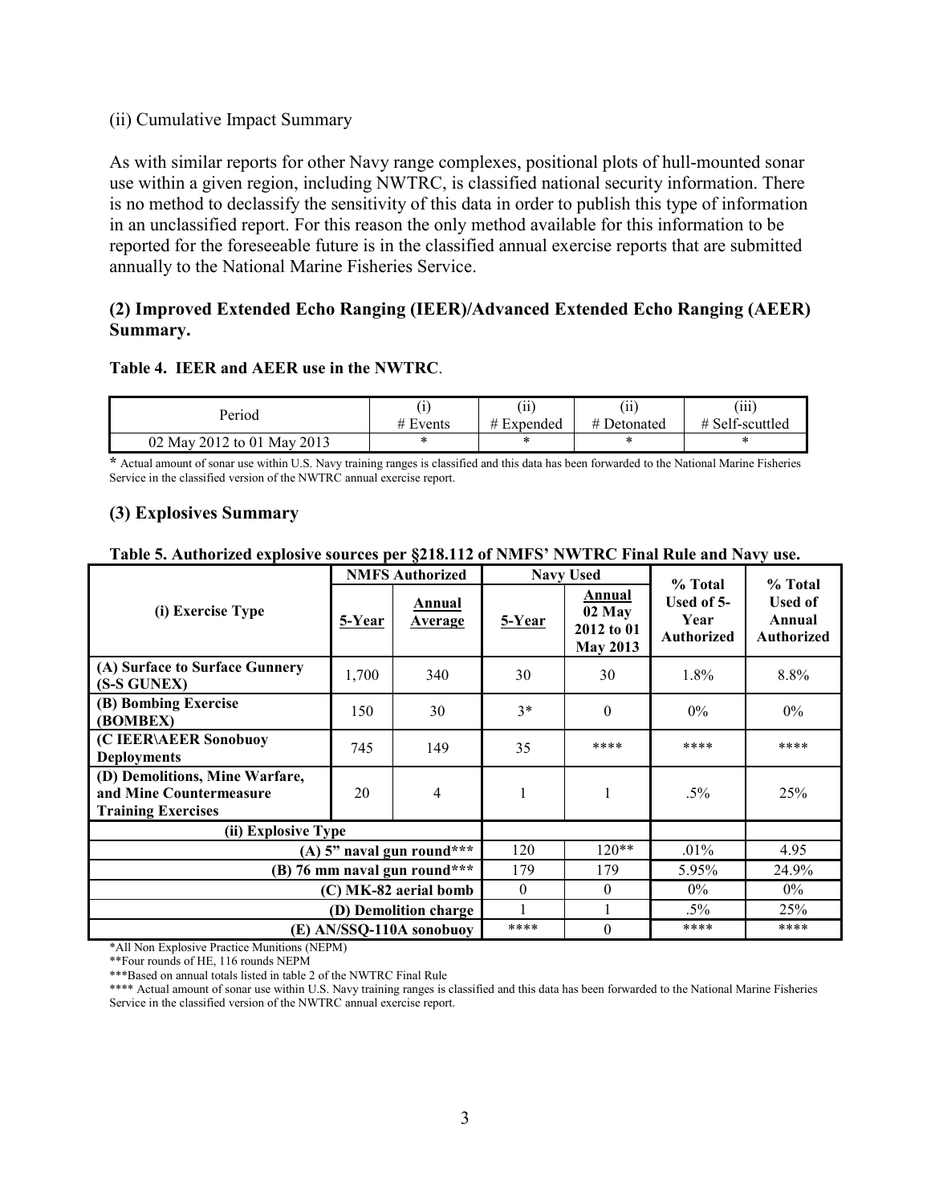(ii) Cumulative Impact Summary

As with similar reports for other Navy range complexes, positional plots of hull-mounted sonar use within a given region, including NWTRC, is classified national security information. There is no method to declassify the sensitivity of this data in order to publish this type of information in an unclassified report. For this reason the only method available for this information to be reported for the foreseeable future is in the classified annual exercise reports that are submitted annually to the National Marine Fisheries Service.

### (2) Improved Extended Echo Ranging (IEER)/Advanced Extended Echo Ranging (AEER) Summary.

**Table 4. IEER and AEER use in the NWTRC**.

| Period | (i) # Events | (ii) # Expended | (ii) # Detonated | (iii) # Self-scuttled |
|---|---|---|---|---|
| 02 May 2012 to 01 May 2013 | * | * | * | * |

* Actual amount of sonar use within U.S. Navy training ranges is classified and this data has been forwarded to the National Marine Fisheries Service in the classified version of the NWTRC annual exercise report.

### (3) Explosives Summary

**Table 5. Authorized explosive sources per §218.112 of NMFS' NWTRC Final Rule and Navy use.**

| (i) Exercise Type | NMFS Authorized | | Navy Used | | % Total Used of 5-Year Authorized | % Total Used of Annual Authorized |
|---|---|---|---|---|---|---|
| | 5-Year | Annual Average | 5-Year | Annual 02 May 2012 to 01 May 2013 | | |
| (A) Surface to Surface Gunnery (S-S GUNEX) | 1,700 | 340 | 30 | 30 | 1.8% | 8.8% |
| (B) Bombing Exercise (BOMBEX) | 150 | 30 | 3* | 0 | 0% | 0% |
| (C IEER\AEER Sonobuoy Deployments | 745 | 149 | 35 | **** | **** | **** |
| (D) Demolitions, Mine Warfare, and Mine Countermeasure Training Exercises | 20 | 4 | 1 | 1 | .5% | 25% |
| (ii) Explosive Type | | | | | | |
| (A) 5" naval gun round*** | | | 120 | 120** | .01% | 4.95 |
| (B) 76 mm naval gun round*** | | | 179 | 179 | 5.95% | 24.9% |
| (C) MK-82 aerial bomb | | | 0 | 0 | 0% | 0% |
| (D) Demolition charge | | | 1 | 1 | .5% | 25% |
| (E) AN/SSQ-110A sonobuoy | | | **** | 0 | **** | **** |

*All Non Explosive Practice Munitions (NEPM)

**Four rounds of HE, 116 rounds NEPM

***Based on annual totals listed in table 2 of the NWTRC Final Rule

**** Actual amount of sonar use within U.S. Navy training ranges is classified and this data has been forwarded to the National Marine Fisheries Service in the classified version of the NWTRC annual exercise report.